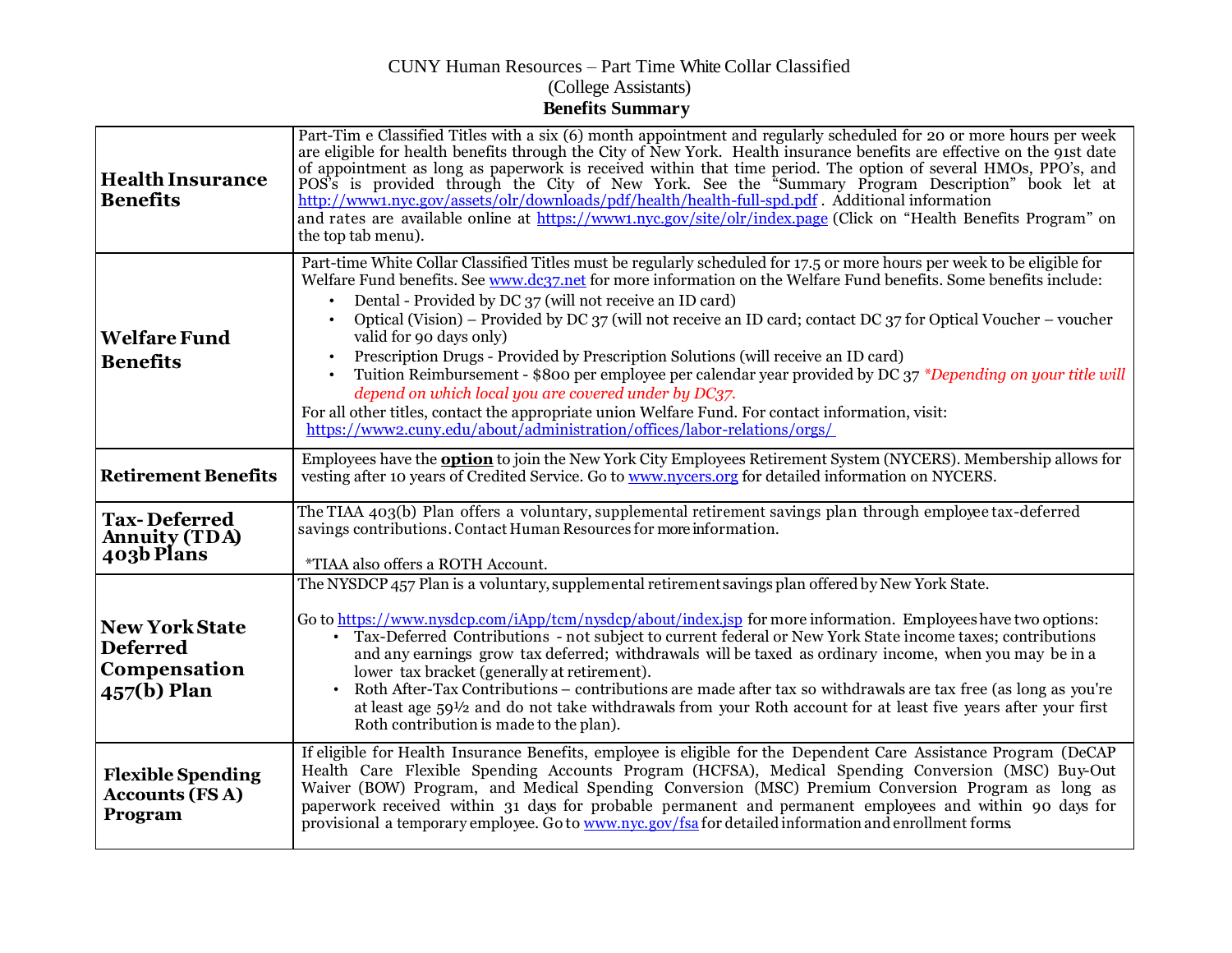CUNY Human Resources – Part Time White Collar Classified

(College Assistants)

**Benefits Summary**

| | |
|---|---|
| **Health Insurance Benefits** | Part-Tim e Classified Titles with a six (6) month appointment and regularly scheduled for 20 or more hours per week are eligible for health benefits through the City of New York. Health insurance benefits are effective on the 91st date of appointment as long as paperwork is received within that time period. The option of several HMOs, PPO's, and POS's is provided through the City of New York. See the "Summary Program Description" book let at http://www1.nyc.gov/assets/olr/downloads/pdf/health/health-full-spd.pdf . Additional information and rates are available online at https://www1.nyc.gov/site/olr/index.page (Click on "Health Benefits Program" on the top tab menu). |
| **Welfare Fund Benefits** | Part-time White Collar Classified Titles must be regularly scheduled for 17.5 or more hours per week to be eligible for Welfare Fund benefits. See www.dc37.net for more information on the Welfare Fund benefits. Some benefits include:<br>• Dental - Provided by DC 37 (will not receive an ID card)<br>• Optical (Vision) – Provided by DC 37 (will not receive an ID card; contact DC 37 for Optical Voucher – voucher valid for 90 days only)<br>• Prescription Drugs - Provided by Prescription Solutions (will receive an ID card)<br>• Tuition Reimbursement - $800 per employee per calendar year provided by DC 37 *\*Depending on your title will depend on which local you are covered under by DC37.*<br>For all other titles, contact the appropriate union Welfare Fund. For contact information, visit: https://www2.cuny.edu/about/administration/offices/labor-relations/orgs/ |
| **Retirement Benefits** | Employees have the **option** to join the New York City Employees Retirement System (NYCERS). Membership allows for vesting after 10 years of Credited Service. Go to www.nycers.org for detailed information on NYCERS. |
| **Tax- Deferred Annuity (TDA) 403b Plans** | The TIAA 403(b) Plan offers a voluntary, supplemental retirement savings plan through employee tax-deferred savings contributions. Contact Human Resources for more information.<br><br>*TIAA also offers a ROTH Account. |
| **New York State Deferred Compensation 457(b) Plan** | The NYSDCP 457 Plan is a voluntary, supplemental retirement savings plan offered by New York State.<br><br>Go to https://www.nysdcp.com/iApp/tcm/nysdcp/about/index.jsp for more information. Employees have two options:<br>• Tax-Deferred Contributions - not subject to current federal or New York State income taxes; contributions and any earnings grow tax deferred; withdrawals will be taxed as ordinary income, when you may be in a lower tax bracket (generally at retirement).<br>• Roth After-Tax Contributions – contributions are made after tax so withdrawals are tax free (as long as you're at least age 59½ and do not take withdrawals from your Roth account for at least five years after your first Roth contribution is made to the plan). |
| **Flexible Spending Accounts (FS A) Program** | If eligible for Health Insurance Benefits, employee is eligible for the Dependent Care Assistance Program (DeCAP Health Care Flexible Spending Accounts Program (HCFSA), Medical Spending Conversion (MSC) Buy-Out Waiver (BOW) Program, and Medical Spending Conversion (MSC) Premium Conversion Program as long as paperwork received within 31 days for probable permanent and permanent employees and within 90 days for provisional a temporary employee. Go to www.nyc.gov/fsa for detailed information and enrollment forms. |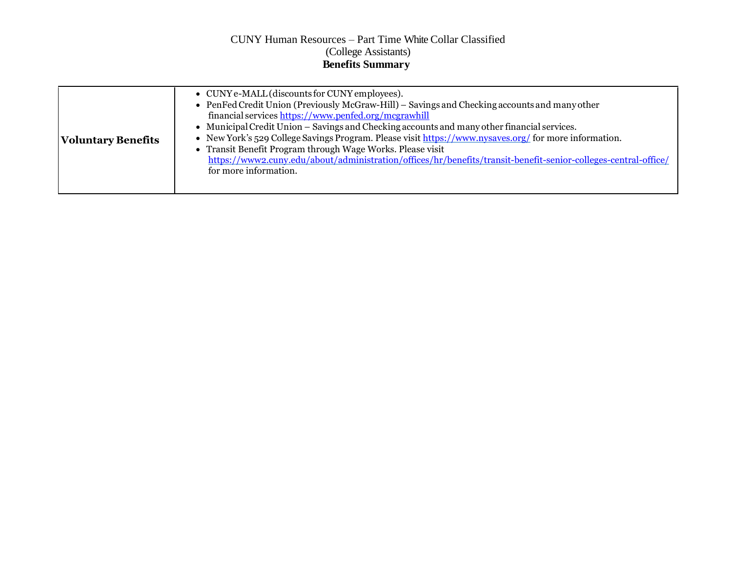# CUNY Human Resources – Part Time White Collar Classified
## (College Assistants)
## **Benefits Summary**

| | |
|---|---|
| **Voluntary Benefits** | • CUNY e-MALL (discounts for CUNY employees).<br>• PenFed Credit Union (Previously McGraw-Hill) – Savings and Checking accounts and many other financial services https://www.penfed.org/mcgrawhill<br>• Municipal Credit Union – Savings and Checking accounts and many other financial services.<br>• New York's 529 College Savings Program. Please visit https://www.nysaves.org/ for more information.<br>• Transit Benefit Program through Wage Works. Please visit https://www2.cuny.edu/about/administration/offices/hr/benefits/transit-benefit-senior-colleges-central-office/ for more information. |